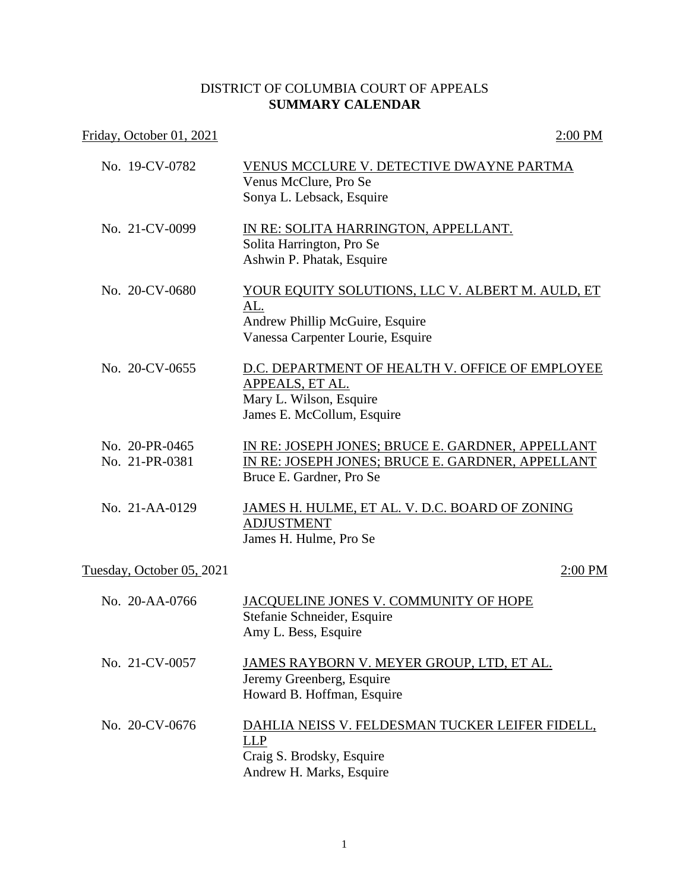DISTRICT OF COLUMBIA COURT OF APPEALS
**SUMMARY CALENDAR**

Friday, October 01, 2021 — 2:00 PM

| | |
|---|---|
| No. 19-CV-0782 | VENUS MCCLURE V. DETECTIVE DWAYNE PARTMA<br>Venus McClure, Pro Se<br>Sonya L. Lebsack, Esquire |
| No. 21-CV-0099 | IN RE: SOLITA HARRINGTON, APPELLANT.<br>Solita Harrington, Pro Se<br>Ashwin P. Phatak, Esquire |
| No. 20-CV-0680 | YOUR EQUITY SOLUTIONS, LLC V. ALBERT M. AULD, ET AL.<br>Andrew Phillip McGuire, Esquire<br>Vanessa Carpenter Lourie, Esquire |
| No. 20-CV-0655 | D.C. DEPARTMENT OF HEALTH V. OFFICE OF EMPLOYEE APPEALS, ET AL.<br>Mary L. Wilson, Esquire<br>James E. McCollum, Esquire |
| No. 20-PR-0465<br>No. 21-PR-0381 | IN RE: JOSEPH JONES; BRUCE E. GARDNER, APPELLANT<br>IN RE: JOSEPH JONES; BRUCE E. GARDNER, APPELLANT<br>Bruce E. Gardner, Pro Se |
| No. 21-AA-0129 | JAMES H. HULME, ET AL. V. D.C. BOARD OF ZONING ADJUSTMENT<br>James H. Hulme, Pro Se |

Tuesday, October 05, 2021 — 2:00 PM

| | |
|---|---|
| No. 20-AA-0766 | JACQUELINE JONES V. COMMUNITY OF HOPE<br>Stefanie Schneider, Esquire<br>Amy L. Bess, Esquire |
| No. 21-CV-0057 | JAMES RAYBORN V. MEYER GROUP, LTD, ET AL.<br>Jeremy Greenberg, Esquire<br>Howard B. Hoffman, Esquire |
| No. 20-CV-0676 | DAHLIA NEISS V. FELDESMAN TUCKER LEIFER FIDELL, LLP<br>Craig S. Brodsky, Esquire<br>Andrew H. Marks, Esquire |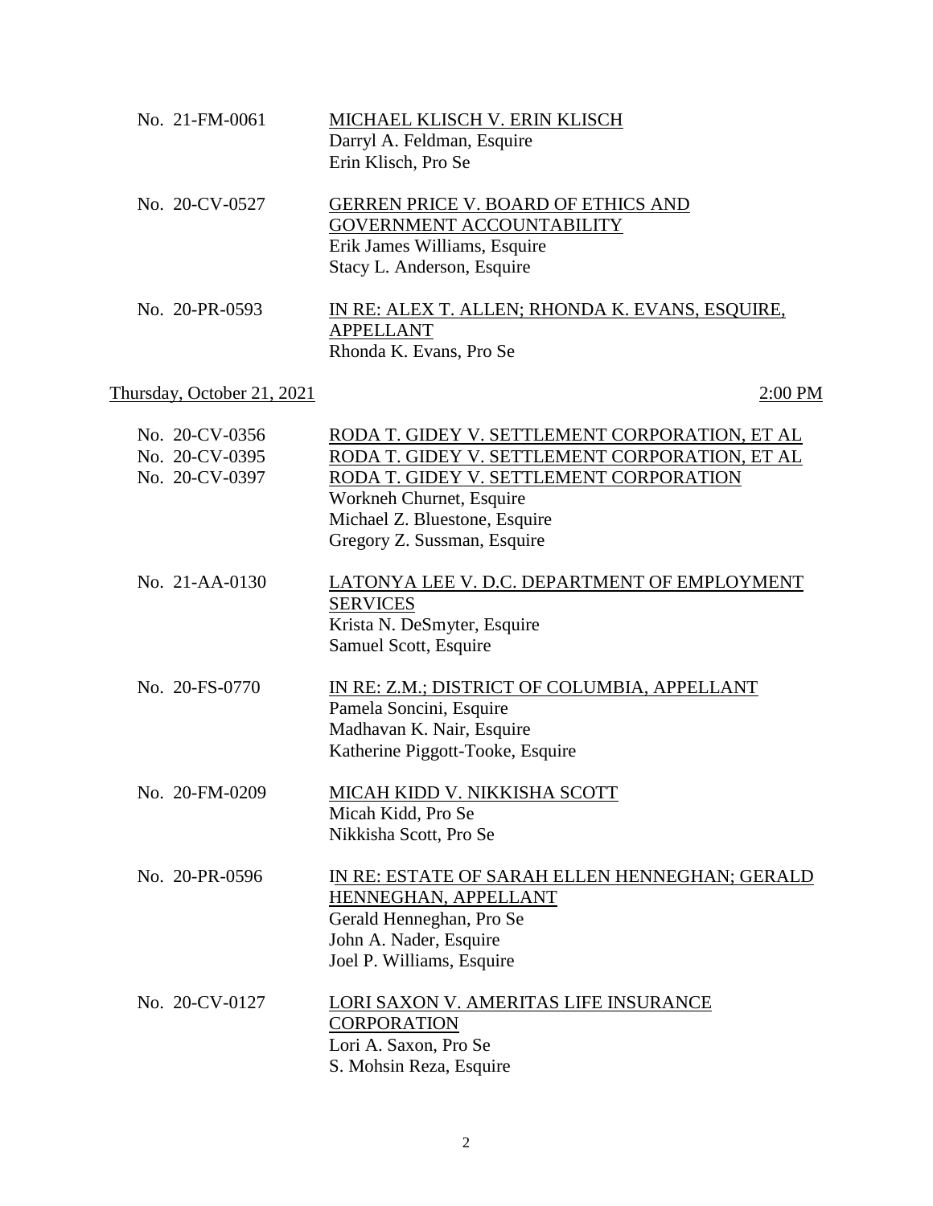No. 21-FM-0061 — MICHAEL KLISCH V. ERIN KLISCH
Darryl A. Feldman, Esquire
Erin Klisch, Pro Se

No. 20-CV-0527 — GERREN PRICE V. BOARD OF ETHICS AND GOVERNMENT ACCOUNTABILITY
Erik James Williams, Esquire
Stacy L. Anderson, Esquire

No. 20-PR-0593 — IN RE: ALEX T. ALLEN; RHONDA K. EVANS, ESQUIRE, APPELLANT
Rhonda K. Evans, Pro Se

Thursday, October 21, 2021 — 2:00 PM

No. 20-CV-0356 — RODA T. GIDEY V. SETTLEMENT CORPORATION, ET AL
No. 20-CV-0395 — RODA T. GIDEY V. SETTLEMENT CORPORATION, ET AL
No. 20-CV-0397 — RODA T. GIDEY V. SETTLEMENT CORPORATION
Workneh Churnet, Esquire
Michael Z. Bluestone, Esquire
Gregory Z. Sussman, Esquire

No. 21-AA-0130 — LATONYA LEE V. D.C. DEPARTMENT OF EMPLOYMENT SERVICES
Krista N. DeSmyter, Esquire
Samuel Scott, Esquire

No. 20-FS-0770 — IN RE: Z.M.; DISTRICT OF COLUMBIA, APPELLANT
Pamela Soncini, Esquire
Madhavan K. Nair, Esquire
Katherine Piggott-Tooke, Esquire

No. 20-FM-0209 — MICAH KIDD V. NIKKISHA SCOTT
Micah Kidd, Pro Se
Nikkisha Scott, Pro Se

No. 20-PR-0596 — IN RE: ESTATE OF SARAH ELLEN HENNEGHAN; GERALD HENNEGHAN, APPELLANT
Gerald Henneghan, Pro Se
John A. Nader, Esquire
Joel P. Williams, Esquire

No. 20-CV-0127 — LORI SAXON V. AMERITAS LIFE INSURANCE CORPORATION
Lori A. Saxon, Pro Se
S. Mohsin Reza, Esquire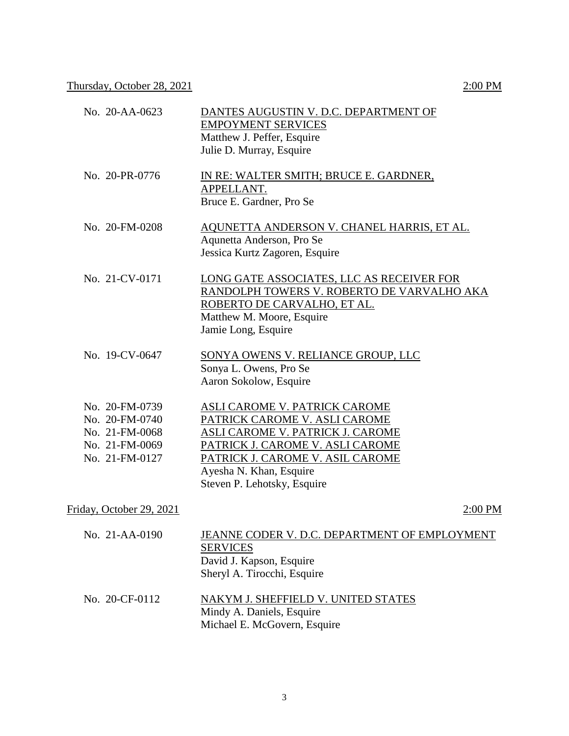Thursday, October 28, 2021 — 2:00 PM

No. 20-AA-0623 — DANTES AUGUSTIN V. D.C. DEPARTMENT OF EMPOYMENT SERVICES
Matthew J. Peffer, Esquire
Julie D. Murray, Esquire

No. 20-PR-0776 — IN RE: WALTER SMITH; BRUCE E. GARDNER, APPELLANT.
Bruce E. Gardner, Pro Se

No. 20-FM-0208 — AQUNETTA ANDERSON V. CHANEL HARRIS, ET AL.
Aqunetta Anderson, Pro Se
Jessica Kurtz Zagoren, Esquire

No. 21-CV-0171 — LONG GATE ASSOCIATES, LLC AS RECEIVER FOR RANDOLPH TOWERS V. ROBERTO DE VARVALHO AKA ROBERTO DE CARVALHO, ET AL.
Matthew M. Moore, Esquire
Jamie Long, Esquire

No. 19-CV-0647 — SONYA OWENS V. RELIANCE GROUP, LLC
Sonya L. Owens, Pro Se
Aaron Sokolow, Esquire

No. 20-FM-0739 — ASLI CAROME V. PATRICK CAROME
No. 20-FM-0740 — PATRICK CAROME V. ASLI CAROME
No. 21-FM-0068 — ASLI CAROME V. PATRICK J. CAROME
No. 21-FM-0069 — PATRICK J. CAROME V. ASLI CAROME
No. 21-FM-0127 — PATRICK J. CAROME V. ASIL CAROME
Ayesha N. Khan, Esquire
Steven P. Lehotsky, Esquire

Friday, October 29, 2021 — 2:00 PM

No. 21-AA-0190 — JEANNE CODER V. D.C. DEPARTMENT OF EMPLOYMENT SERVICES
David J. Kapson, Esquire
Sheryl A. Tirocchi, Esquire

No. 20-CF-0112 — NAKYM J. SHEFFIELD V. UNITED STATES
Mindy A. Daniels, Esquire
Michael E. McGovern, Esquire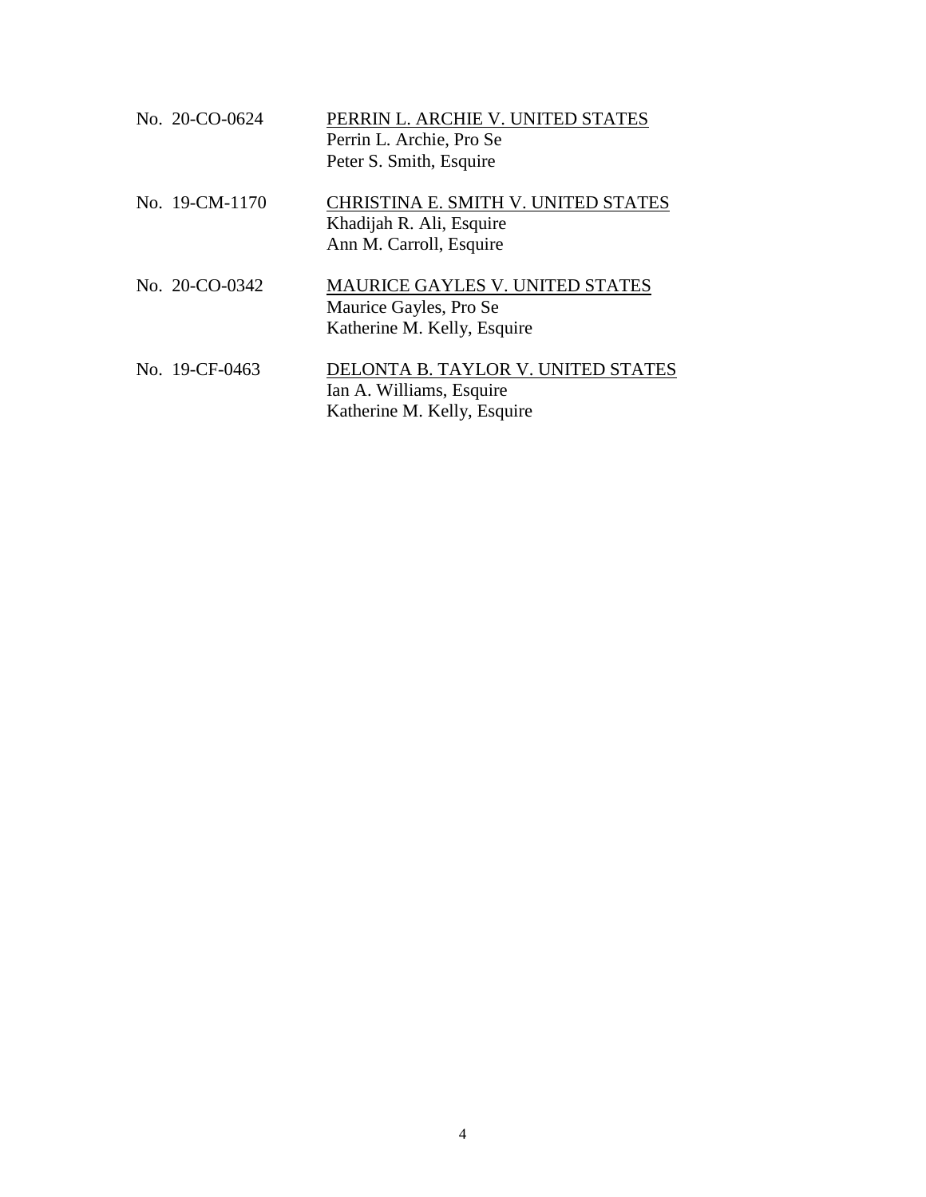No. 20-CO-0624 <u>PERRIN L. ARCHIE V. UNITED STATES</u>
Perrin L. Archie, Pro Se
Peter S. Smith, Esquire

No. 19-CM-1170 <u>CHRISTINA E. SMITH V. UNITED STATES</u>
Khadijah R. Ali, Esquire
Ann M. Carroll, Esquire

No. 20-CO-0342 <u>MAURICE GAYLES V. UNITED STATES</u>
Maurice Gayles, Pro Se
Katherine M. Kelly, Esquire

No. 19-CF-0463 <u>DELONTA B. TAYLOR V. UNITED STATES</u>
Ian A. Williams, Esquire
Katherine M. Kelly, Esquire